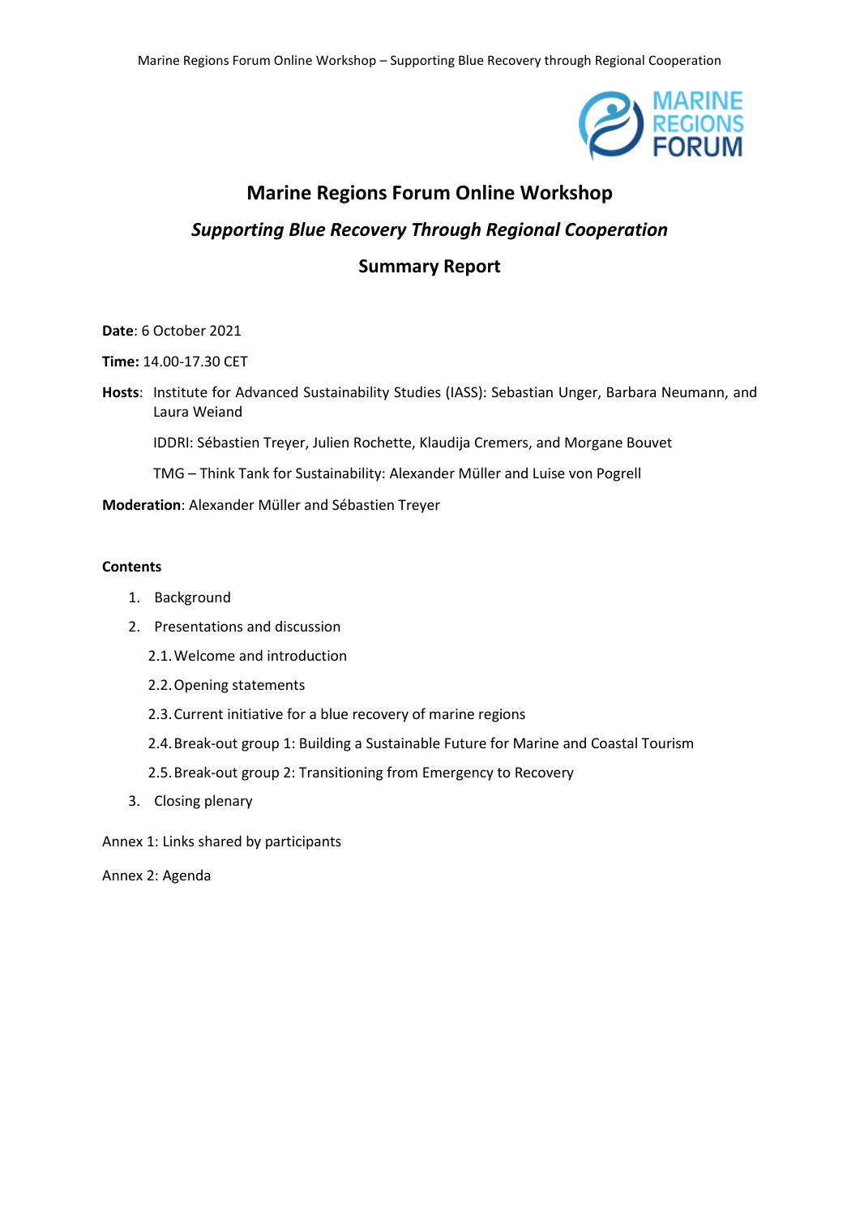# Marine Regions Forum Online Workshop

## *Supporting Blue Recovery Through Regional Cooperation*

## Summary Report

**Date**: 6 October 2021

**Time:** 14.00-17.30 CET

**Hosts**: Institute for Advanced Sustainability Studies (IASS): Sebastian Unger, Barbara Neumann, and Laura Weiand

IDDRI: Sébastien Treyer, Julien Rochette, Klaudija Cremers, and Morgane Bouvet

TMG – Think Tank for Sustainability: Alexander Müller and Luise von Pogrell

**Moderation**: Alexander Müller and Sébastien Treyer

**Contents**

1. Background
2. Presentations and discussion
   - 2.1. Welcome and introduction
   - 2.2. Opening statements
   - 2.3. Current initiative for a blue recovery of marine regions
   - 2.4. Break-out group 1: Building a Sustainable Future for Marine and Coastal Tourism
   - 2.5. Break-out group 2: Transitioning from Emergency to Recovery
3. Closing plenary

Annex 1: Links shared by participants

Annex 2: Agenda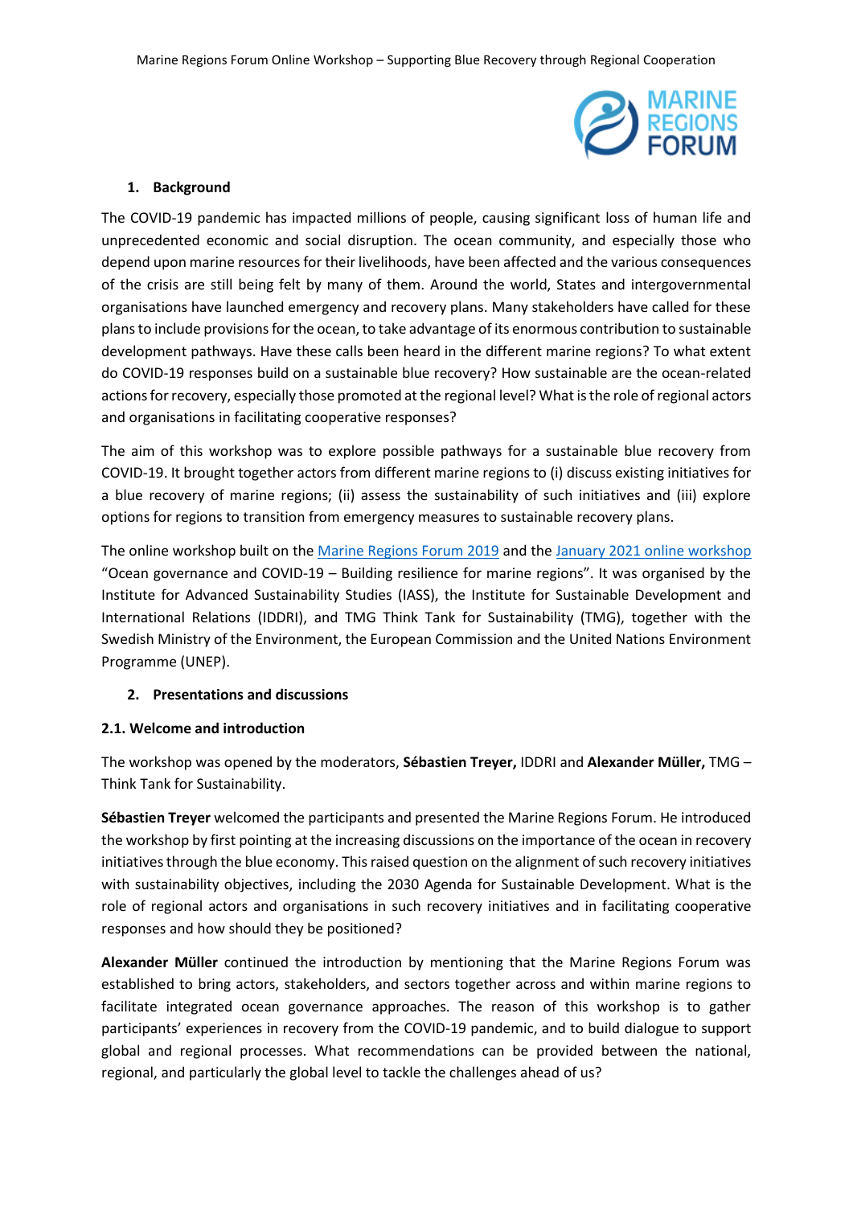## 1. Background

The COVID-19 pandemic has impacted millions of people, causing significant loss of human life and unprecedented economic and social disruption. The ocean community, and especially those who depend upon marine resources for their livelihoods, have been affected and the various consequences of the crisis are still being felt by many of them. Around the world, States and intergovernmental organisations have launched emergency and recovery plans. Many stakeholders have called for these plans to include provisions for the ocean, to take advantage of its enormous contribution to sustainable development pathways. Have these calls been heard in the different marine regions? To what extent do COVID-19 responses build on a sustainable blue recovery? How sustainable are the ocean-related actions for recovery, especially those promoted at the regional level? What is the role of regional actors and organisations in facilitating cooperative responses?

The aim of this workshop was to explore possible pathways for a sustainable blue recovery from COVID-19. It brought together actors from different marine regions to (i) discuss existing initiatives for a blue recovery of marine regions; (ii) assess the sustainability of such initiatives and (iii) explore options for regions to transition from emergency measures to sustainable recovery plans.

The online workshop built on the Marine Regions Forum 2019 and the January 2021 online workshop "Ocean governance and COVID-19 – Building resilience for marine regions". It was organised by the Institute for Advanced Sustainability Studies (IASS), the Institute for Sustainable Development and International Relations (IDDRI), and TMG Think Tank for Sustainability (TMG), together with the Swedish Ministry of the Environment, the European Commission and the United Nations Environment Programme (UNEP).

## 2. Presentations and discussions

### 2.1. Welcome and introduction

The workshop was opened by the moderators, **Sébastien Treyer,** IDDRI and **Alexander Müller,** TMG – Think Tank for Sustainability.

**Sébastien Treyer** welcomed the participants and presented the Marine Regions Forum. He introduced the workshop by first pointing at the increasing discussions on the importance of the ocean in recovery initiatives through the blue economy. This raised question on the alignment of such recovery initiatives with sustainability objectives, including the 2030 Agenda for Sustainable Development. What is the role of regional actors and organisations in such recovery initiatives and in facilitating cooperative responses and how should they be positioned?

**Alexander Müller** continued the introduction by mentioning that the Marine Regions Forum was established to bring actors, stakeholders, and sectors together across and within marine regions to facilitate integrated ocean governance approaches. The reason of this workshop is to gather participants' experiences in recovery from the COVID-19 pandemic, and to build dialogue to support global and regional processes. What recommendations can be provided between the national, regional, and particularly the global level to tackle the challenges ahead of us?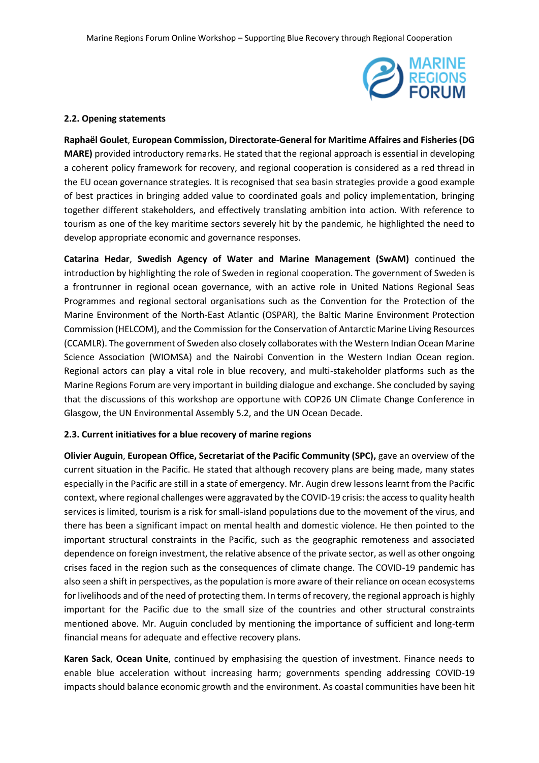### 2.2. Opening statements

**Raphaël Goulet**, **European Commission, Directorate-General for Maritime Affaires and Fisheries (DG MARE)** provided introductory remarks. He stated that the regional approach is essential in developing a coherent policy framework for recovery, and regional cooperation is considered as a red thread in the EU ocean governance strategies. It is recognised that sea basin strategies provide a good example of best practices in bringing added value to coordinated goals and policy implementation, bringing together different stakeholders, and effectively translating ambition into action. With reference to tourism as one of the key maritime sectors severely hit by the pandemic, he highlighted the need to develop appropriate economic and governance responses.

**Catarina Hedar**, **Swedish Agency of Water and Marine Management (SwAM)** continued the introduction by highlighting the role of Sweden in regional cooperation. The government of Sweden is a frontrunner in regional ocean governance, with an active role in United Nations Regional Seas Programmes and regional sectoral organisations such as the Convention for the Protection of the Marine Environment of the North-East Atlantic (OSPAR), the Baltic Marine Environment Protection Commission (HELCOM), and the Commission for the Conservation of Antarctic Marine Living Resources (CCAMLR). The government of Sweden also closely collaborates with the Western Indian Ocean Marine Science Association (WIOMSA) and the Nairobi Convention in the Western Indian Ocean region. Regional actors can play a vital role in blue recovery, and multi-stakeholder platforms such as the Marine Regions Forum are very important in building dialogue and exchange. She concluded by saying that the discussions of this workshop are opportune with COP26 UN Climate Change Conference in Glasgow, the UN Environmental Assembly 5.2, and the UN Ocean Decade.

### 2.3. Current initiatives for a blue recovery of marine regions

**Olivier Auguin**, **European Office, Secretariat of the Pacific Community (SPC),** gave an overview of the current situation in the Pacific. He stated that although recovery plans are being made, many states especially in the Pacific are still in a state of emergency. Mr. Augin drew lessons learnt from the Pacific context, where regional challenges were aggravated by the COVID-19 crisis: the access to quality health services is limited, tourism is a risk for small-island populations due to the movement of the virus, and there has been a significant impact on mental health and domestic violence. He then pointed to the important structural constraints in the Pacific, such as the geographic remoteness and associated dependence on foreign investment, the relative absence of the private sector, as well as other ongoing crises faced in the region such as the consequences of climate change. The COVID-19 pandemic has also seen a shift in perspectives, as the population is more aware of their reliance on ocean ecosystems for livelihoods and of the need of protecting them. In terms of recovery, the regional approach is highly important for the Pacific due to the small size of the countries and other structural constraints mentioned above. Mr. Auguin concluded by mentioning the importance of sufficient and long-term financial means for adequate and effective recovery plans.

**Karen Sack**, **Ocean Unite**, continued by emphasising the question of investment. Finance needs to enable blue acceleration without increasing harm; governments spending addressing COVID-19 impacts should balance economic growth and the environment. As coastal communities have been hit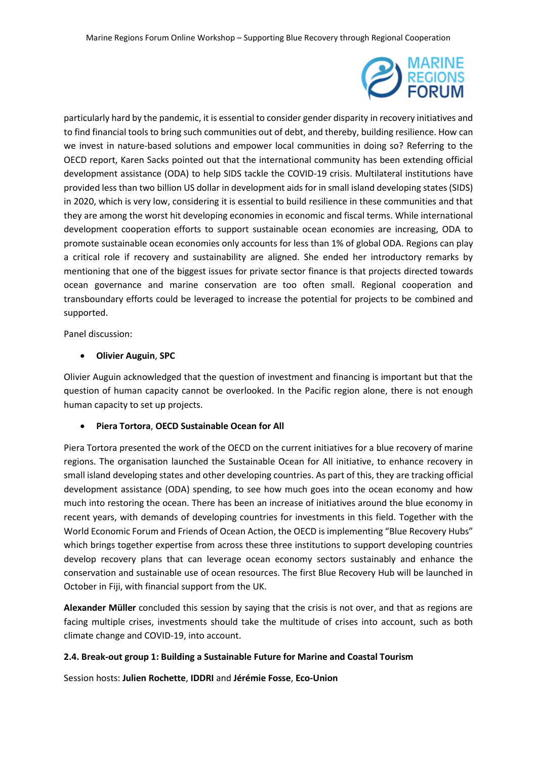particularly hard by the pandemic, it is essential to consider gender disparity in recovery initiatives and to find financial tools to bring such communities out of debt, and thereby, building resilience. How can we invest in nature-based solutions and empower local communities in doing so? Referring to the OECD report, Karen Sacks pointed out that the international community has been extending official development assistance (ODA) to help SIDS tackle the COVID-19 crisis. Multilateral institutions have provided less than two billion US dollar in development aids for in small island developing states (SIDS) in 2020, which is very low, considering it is essential to build resilience in these communities and that they are among the worst hit developing economies in economic and fiscal terms. While international development cooperation efforts to support sustainable ocean economies are increasing, ODA to promote sustainable ocean economies only accounts for less than 1% of global ODA. Regions can play a critical role if recovery and sustainability are aligned. She ended her introductory remarks by mentioning that one of the biggest issues for private sector finance is that projects directed towards ocean governance and marine conservation are too often small. Regional cooperation and transboundary efforts could be leveraged to increase the potential for projects to be combined and supported.

Panel discussion:

- **Olivier Auguin**, **SPC**

Olivier Auguin acknowledged that the question of investment and financing is important but that the question of human capacity cannot be overlooked. In the Pacific region alone, there is not enough human capacity to set up projects.

- **Piera Tortora**, **OECD Sustainable Ocean for All**

Piera Tortora presented the work of the OECD on the current initiatives for a blue recovery of marine regions. The organisation launched the Sustainable Ocean for All initiative, to enhance recovery in small island developing states and other developing countries. As part of this, they are tracking official development assistance (ODA) spending, to see how much goes into the ocean economy and how much into restoring the ocean. There has been an increase of initiatives around the blue economy in recent years, with demands of developing countries for investments in this field. Together with the World Economic Forum and Friends of Ocean Action, the OECD is implementing "Blue Recovery Hubs" which brings together expertise from across these three institutions to support developing countries develop recovery plans that can leverage ocean economy sectors sustainably and enhance the conservation and sustainable use of ocean resources. The first Blue Recovery Hub will be launched in October in Fiji, with financial support from the UK.

**Alexander Müller** concluded this session by saying that the crisis is not over, and that as regions are facing multiple crises, investments should take the multitude of crises into account, such as both climate change and COVID-19, into account.

### 2.4. Break-out group 1: Building a Sustainable Future for Marine and Coastal Tourism

Session hosts: **Julien Rochette**, **IDDRI** and **Jérémie Fosse**, **Eco-Union**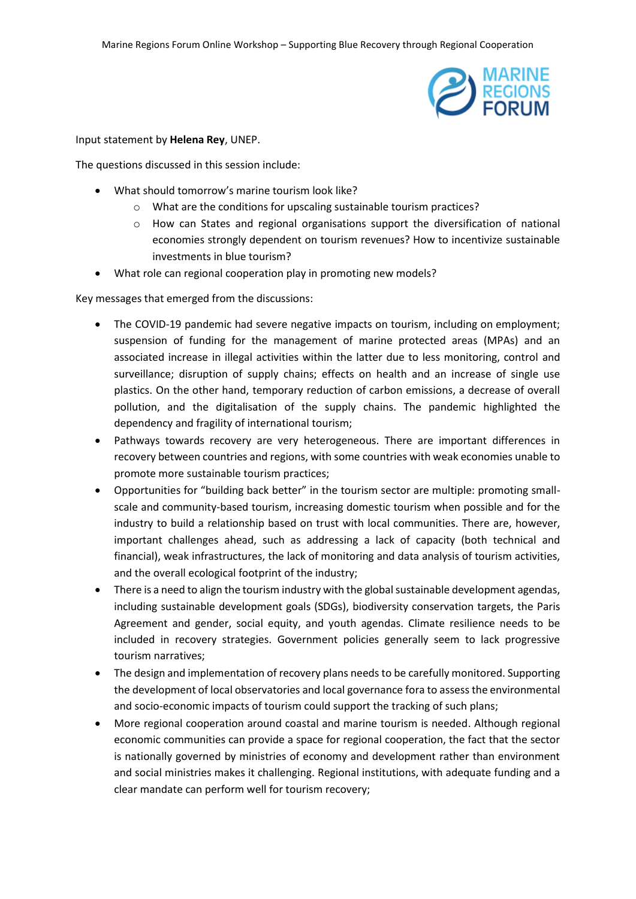Input statement by **Helena Rey**, UNEP.

The questions discussed in this session include:

- What should tomorrow's marine tourism look like?
    - What are the conditions for upscaling sustainable tourism practices?
    - How can States and regional organisations support the diversification of national economies strongly dependent on tourism revenues? How to incentivize sustainable investments in blue tourism?
- What role can regional cooperation play in promoting new models?

Key messages that emerged from the discussions:

- The COVID-19 pandemic had severe negative impacts on tourism, including on employment; suspension of funding for the management of marine protected areas (MPAs) and an associated increase in illegal activities within the latter due to less monitoring, control and surveillance; disruption of supply chains; effects on health and an increase of single use plastics. On the other hand, temporary reduction of carbon emissions, a decrease of overall pollution, and the digitalisation of the supply chains. The pandemic highlighted the dependency and fragility of international tourism;
- Pathways towards recovery are very heterogeneous. There are important differences in recovery between countries and regions, with some countries with weak economies unable to promote more sustainable tourism practices;
- Opportunities for "building back better" in the tourism sector are multiple: promoting small-scale and community-based tourism, increasing domestic tourism when possible and for the industry to build a relationship based on trust with local communities. There are, however, important challenges ahead, such as addressing a lack of capacity (both technical and financial), weak infrastructures, the lack of monitoring and data analysis of tourism activities, and the overall ecological footprint of the industry;
- There is a need to align the tourism industry with the global sustainable development agendas, including sustainable development goals (SDGs), biodiversity conservation targets, the Paris Agreement and gender, social equity, and youth agendas. Climate resilience needs to be included in recovery strategies. Government policies generally seem to lack progressive tourism narratives;
- The design and implementation of recovery plans needs to be carefully monitored. Supporting the development of local observatories and local governance fora to assess the environmental and socio-economic impacts of tourism could support the tracking of such plans;
- More regional cooperation around coastal and marine tourism is needed. Although regional economic communities can provide a space for regional cooperation, the fact that the sector is nationally governed by ministries of economy and development rather than environment and social ministries makes it challenging. Regional institutions, with adequate funding and a clear mandate can perform well for tourism recovery;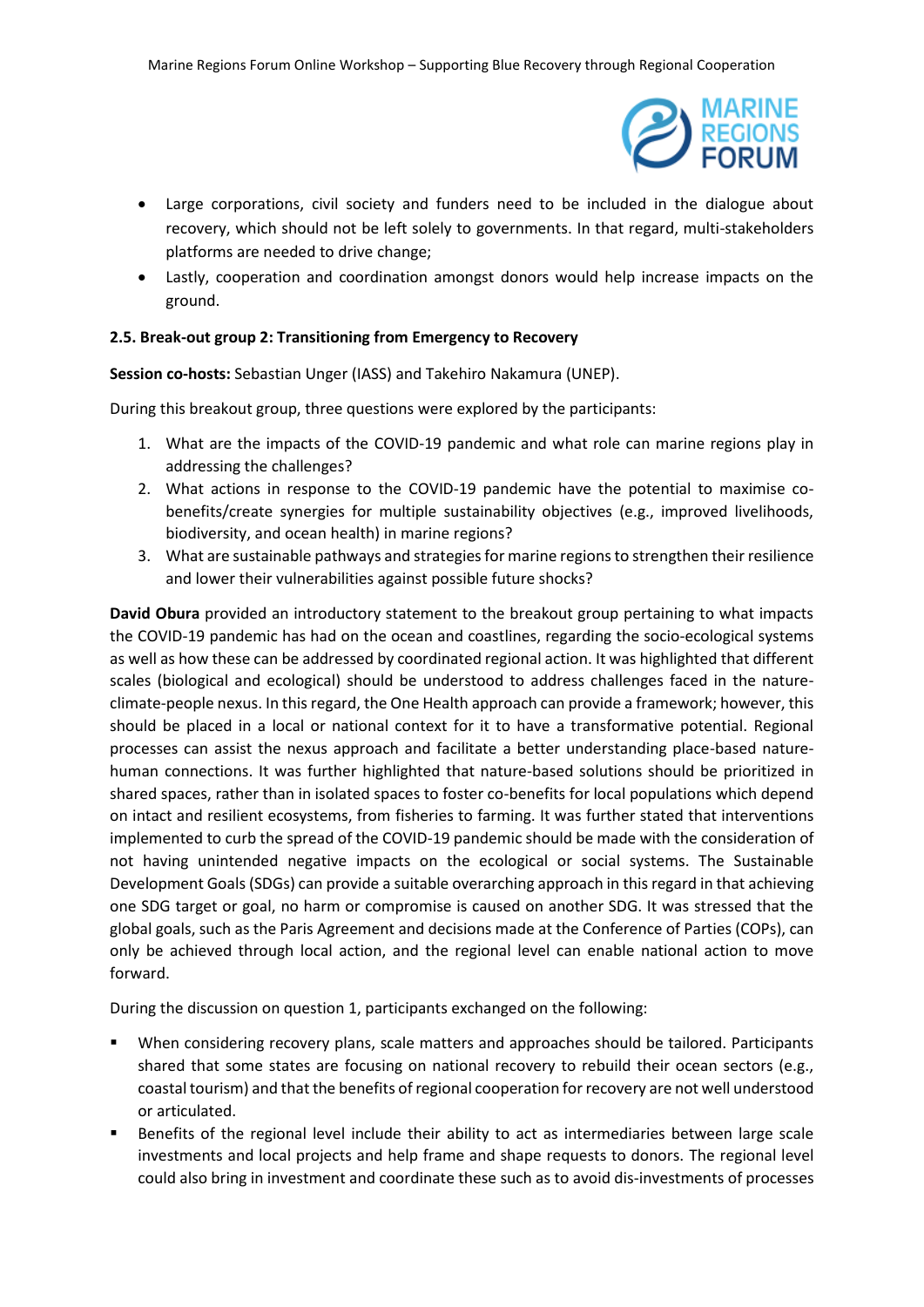- Large corporations, civil society and funders need to be included in the dialogue about recovery, which should not be left solely to governments. In that regard, multi-stakeholders platforms are needed to drive change;
- Lastly, cooperation and coordination amongst donors would help increase impacts on the ground.

### 2.5. Break-out group 2: Transitioning from Emergency to Recovery

**Session co-hosts:** Sebastian Unger (IASS) and Takehiro Nakamura (UNEP).

During this breakout group, three questions were explored by the participants:

1. What are the impacts of the COVID-19 pandemic and what role can marine regions play in addressing the challenges?
2. What actions in response to the COVID-19 pandemic have the potential to maximise co-benefits/create synergies for multiple sustainability objectives (e.g., improved livelihoods, biodiversity, and ocean health) in marine regions?
3. What are sustainable pathways and strategies for marine regions to strengthen their resilience and lower their vulnerabilities against possible future shocks?

**David Obura** provided an introductory statement to the breakout group pertaining to what impacts the COVID-19 pandemic has had on the ocean and coastlines, regarding the socio-ecological systems as well as how these can be addressed by coordinated regional action. It was highlighted that different scales (biological and ecological) should be understood to address challenges faced in the nature-climate-people nexus. In this regard, the One Health approach can provide a framework; however, this should be placed in a local or national context for it to have a transformative potential. Regional processes can assist the nexus approach and facilitate a better understanding place-based nature-human connections. It was further highlighted that nature-based solutions should be prioritized in shared spaces, rather than in isolated spaces to foster co-benefits for local populations which depend on intact and resilient ecosystems, from fisheries to farming. It was further stated that interventions implemented to curb the spread of the COVID-19 pandemic should be made with the consideration of not having unintended negative impacts on the ecological or social systems. The Sustainable Development Goals (SDGs) can provide a suitable overarching approach in this regard in that achieving one SDG target or goal, no harm or compromise is caused on another SDG. It was stressed that the global goals, such as the Paris Agreement and decisions made at the Conference of Parties (COPs), can only be achieved through local action, and the regional level can enable national action to move forward.

During the discussion on question 1, participants exchanged on the following:

- When considering recovery plans, scale matters and approaches should be tailored. Participants shared that some states are focusing on national recovery to rebuild their ocean sectors (e.g., coastal tourism) and that the benefits of regional cooperation for recovery are not well understood or articulated.
- Benefits of the regional level include their ability to act as intermediaries between large scale investments and local projects and help frame and shape requests to donors. The regional level could also bring in investment and coordinate these such as to avoid dis-investments of processes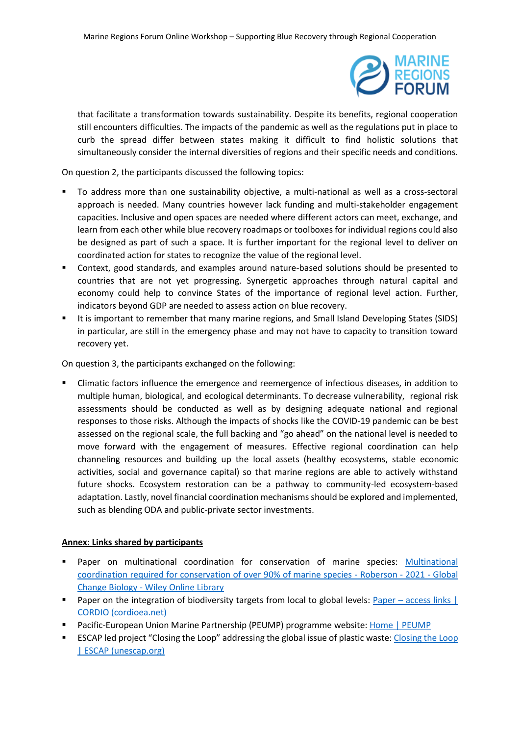that facilitate a transformation towards sustainability. Despite its benefits, regional cooperation still encounters difficulties. The impacts of the pandemic as well as the regulations put in place to curb the spread differ between states making it difficult to find holistic solutions that simultaneously consider the internal diversities of regions and their specific needs and conditions.

On question 2, the participants discussed the following topics:

- To address more than one sustainability objective, a multi-national as well as a cross-sectoral approach is needed. Many countries however lack funding and multi-stakeholder engagement capacities. Inclusive and open spaces are needed where different actors can meet, exchange, and learn from each other while blue recovery roadmaps or toolboxes for individual regions could also be designed as part of such a space. It is further important for the regional level to deliver on coordinated action for states to recognize the value of the regional level.
- Context, good standards, and examples around nature-based solutions should be presented to countries that are not yet progressing. Synergetic approaches through natural capital and economy could help to convince States of the importance of regional level action. Further, indicators beyond GDP are needed to assess action on blue recovery.
- It is important to remember that many marine regions, and Small Island Developing States (SIDS) in particular, are still in the emergency phase and may not have to capacity to transition toward recovery yet.

On question 3, the participants exchanged on the following:

- Climatic factors influence the emergence and reemergence of infectious diseases, in addition to multiple human, biological, and ecological determinants. To decrease vulnerability, regional risk assessments should be conducted as well as by designing adequate national and regional responses to those risks. Although the impacts of shocks like the COVID-19 pandemic can be best assessed on the regional scale, the full backing and "go ahead" on the national level is needed to move forward with the engagement of measures. Effective regional coordination can help channeling resources and building up the local assets (healthy ecosystems, stable economic activities, social and governance capital) so that marine regions are able to actively withstand future shocks. Ecosystem restoration can be a pathway to community-led ecosystem-based adaptation. Lastly, novel financial coordination mechanisms should be explored and implemented, such as blending ODA and public-private sector investments.

**Annex: Links shared by participants**

- Paper on multinational coordination for conservation of marine species: Multinational coordination required for conservation of over 90% of marine species - Roberson - 2021 - Global Change Biology - Wiley Online Library
- Paper on the integration of biodiversity targets from local to global levels: Paper – access links | CORDIO (cordioea.net)
- Pacific-European Union Marine Partnership (PEUMP) programme website: Home | PEUMP
- ESCAP led project "Closing the Loop" addressing the global issue of plastic waste: Closing the Loop | ESCAP (unescap.org)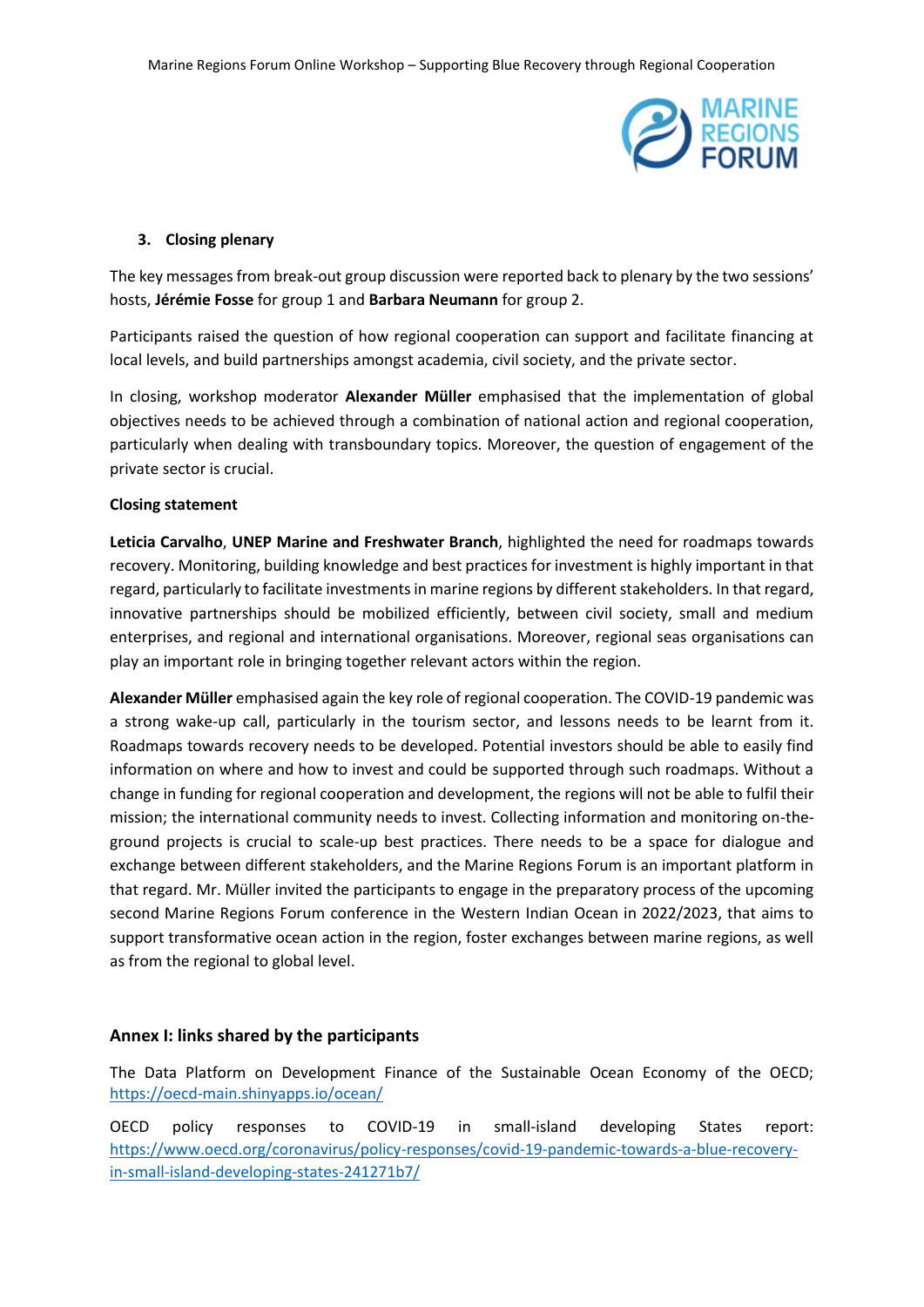### 3. Closing plenary

The key messages from break-out group discussion were reported back to plenary by the two sessions' hosts, **Jérémie Fosse** for group 1 and **Barbara Neumann** for group 2.

Participants raised the question of how regional cooperation can support and facilitate financing at local levels, and build partnerships amongst academia, civil society, and the private sector.

In closing, workshop moderator **Alexander Müller** emphasised that the implementation of global objectives needs to be achieved through a combination of national action and regional cooperation, particularly when dealing with transboundary topics. Moreover, the question of engagement of the private sector is crucial.

**Closing statement**

**Leticia Carvalho**, **UNEP Marine and Freshwater Branch**, highlighted the need for roadmaps towards recovery. Monitoring, building knowledge and best practices for investment is highly important in that regard, particularly to facilitate investments in marine regions by different stakeholders. In that regard, innovative partnerships should be mobilized efficiently, between civil society, small and medium enterprises, and regional and international organisations. Moreover, regional seas organisations can play an important role in bringing together relevant actors within the region.

**Alexander Müller** emphasised again the key role of regional cooperation. The COVID-19 pandemic was a strong wake-up call, particularly in the tourism sector, and lessons needs to be learnt from it. Roadmaps towards recovery needs to be developed. Potential investors should be able to easily find information on where and how to invest and could be supported through such roadmaps. Without a change in funding for regional cooperation and development, the regions will not be able to fulfil their mission; the international community needs to invest. Collecting information and monitoring on-the-ground projects is crucial to scale-up best practices. There needs to be a space for dialogue and exchange between different stakeholders, and the Marine Regions Forum is an important platform in that regard. Mr. Müller invited the participants to engage in the preparatory process of the upcoming second Marine Regions Forum conference in the Western Indian Ocean in 2022/2023, that aims to support transformative ocean action in the region, foster exchanges between marine regions, as well as from the regional to global level.

## Annex I: links shared by the participants

The Data Platform on Development Finance of the Sustainable Ocean Economy of the OECD; https://oecd-main.shinyapps.io/ocean/

OECD policy responses to COVID-19 in small-island developing States report: https://www.oecd.org/coronavirus/policy-responses/covid-19-pandemic-towards-a-blue-recovery-in-small-island-developing-states-241271b7/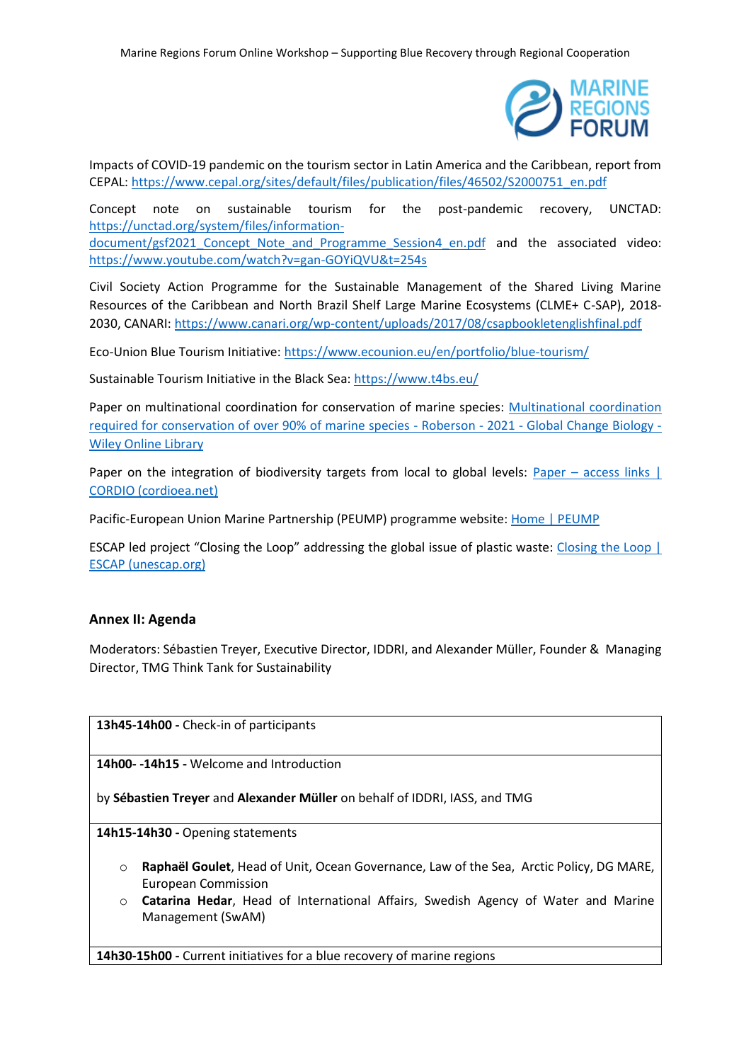Impacts of COVID-19 pandemic on the tourism sector in Latin America and the Caribbean, report from CEPAL: [https://www.cepal.org/sites/default/files/publication/files/46502/S2000751_en.pdf](https://www.cepal.org/sites/default/files/publication/files/46502/S2000751_en.pdf)

Concept note on sustainable tourism for the post-pandemic recovery, UNCTAD: [https://unctad.org/system/files/information-document/gsf2021_Concept_Note_and_Programme_Session4_en.pdf](https://unctad.org/system/files/information-document/gsf2021_Concept_Note_and_Programme_Session4_en.pdf) and the associated video: [https://www.youtube.com/watch?v=gan-GOYiQVU&t=254s](https://www.youtube.com/watch?v=gan-GOYiQVU&t=254s)

Civil Society Action Programme for the Sustainable Management of the Shared Living Marine Resources of the Caribbean and North Brazil Shelf Large Marine Ecosystems (CLME+ C-SAP), 2018-2030, CANARI: [https://www.canari.org/wp-content/uploads/2017/08/csapbookletenglishfinal.pdf](https://www.canari.org/wp-content/uploads/2017/08/csapbookletenglishfinal.pdf)

Eco-Union Blue Tourism Initiative: [https://www.ecounion.eu/en/portfolio/blue-tourism/](https://www.ecounion.eu/en/portfolio/blue-tourism/)

Sustainable Tourism Initiative in the Black Sea: [https://www.t4bs.eu/](https://www.t4bs.eu/)

Paper on multinational coordination for conservation of marine species: Multinational coordination required for conservation of over 90% of marine species - Roberson - 2021 - Global Change Biology - Wiley Online Library

Paper on the integration of biodiversity targets from local to global levels: Paper – access links | CORDIO (cordioea.net)

Pacific-European Union Marine Partnership (PEUMP) programme website: Home | PEUMP

ESCAP led project "Closing the Loop" addressing the global issue of plastic waste: Closing the Loop | ESCAP (unescap.org)

## Annex II: Agenda

Moderators: Sébastien Treyer, Executive Director, IDDRI, and Alexander Müller, Founder & Managing Director, TMG Think Tank for Sustainability

| |
|---|
| **13h45-14h00 -** Check-in of participants |
| **14h00- -14h15 -** Welcome and Introduction<br><br>by **Sébastien Treyer** and **Alexander Müller** on behalf of IDDRI, IASS, and TMG |
| **14h15-14h30 -** Opening statements<br><br>○ **Raphaël Goulet**, Head of Unit, Ocean Governance, Law of the Sea, Arctic Policy, DG MARE, European Commission<br>○ **Catarina Hedar**, Head of International Affairs, Swedish Agency of Water and Marine Management (SwAM) |
| **14h30-15h00 -** Current initiatives for a blue recovery of marine regions |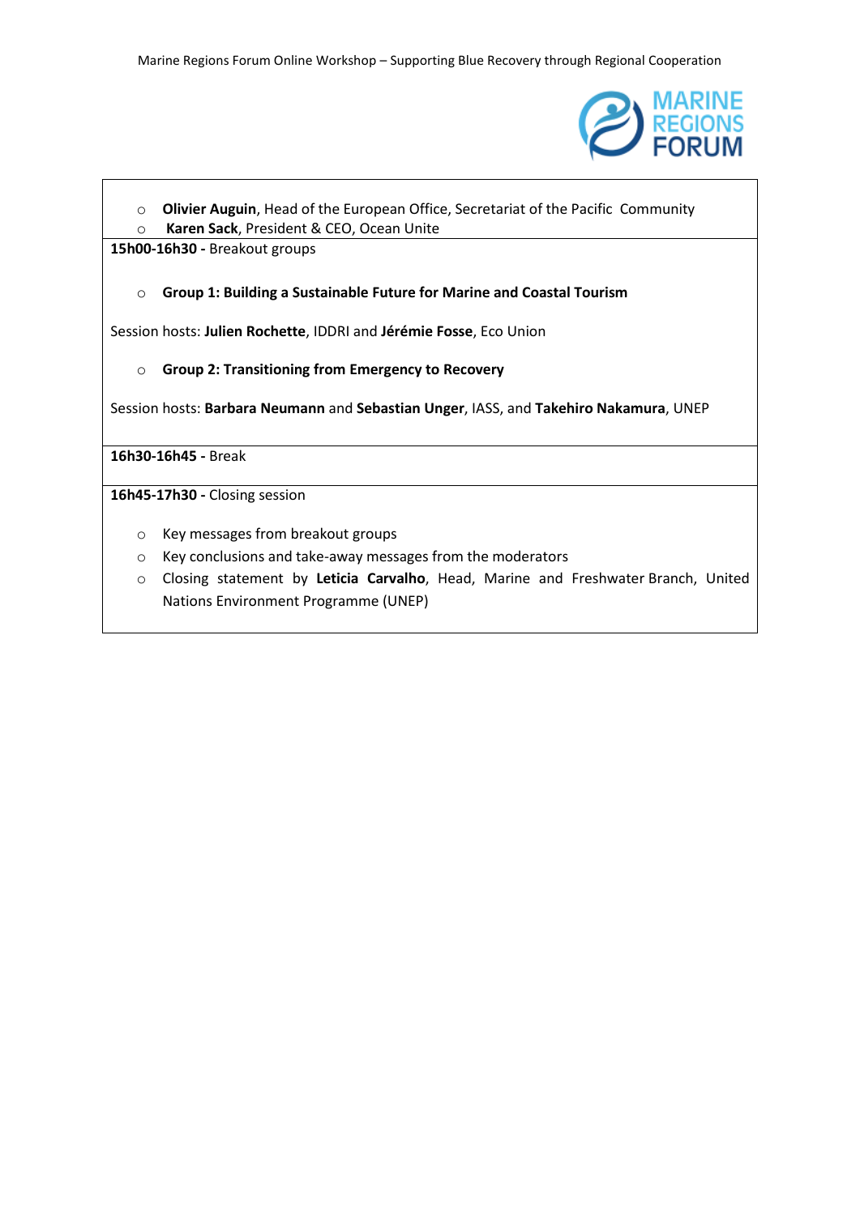- **Olivier Auguin**, Head of the European Office, Secretariat of the Pacific Community
- **Karen Sack**, President & CEO, Ocean Unite

**15h00-16h30 -** Breakout groups

- **Group 1: Building a Sustainable Future for Marine and Coastal Tourism**

Session hosts: **Julien Rochette**, IDDRI and **Jérémie Fosse**, Eco Union

- **Group 2: Transitioning from Emergency to Recovery**

Session hosts: **Barbara Neumann** and **Sebastian Unger**, IASS, and **Takehiro Nakamura**, UNEP

**16h30-16h45 -** Break

**16h45-17h30 -** Closing session

- Key messages from breakout groups
- Key conclusions and take-away messages from the moderators
- Closing statement by **Leticia Carvalho**, Head, Marine and Freshwater Branch, United Nations Environment Programme (UNEP)